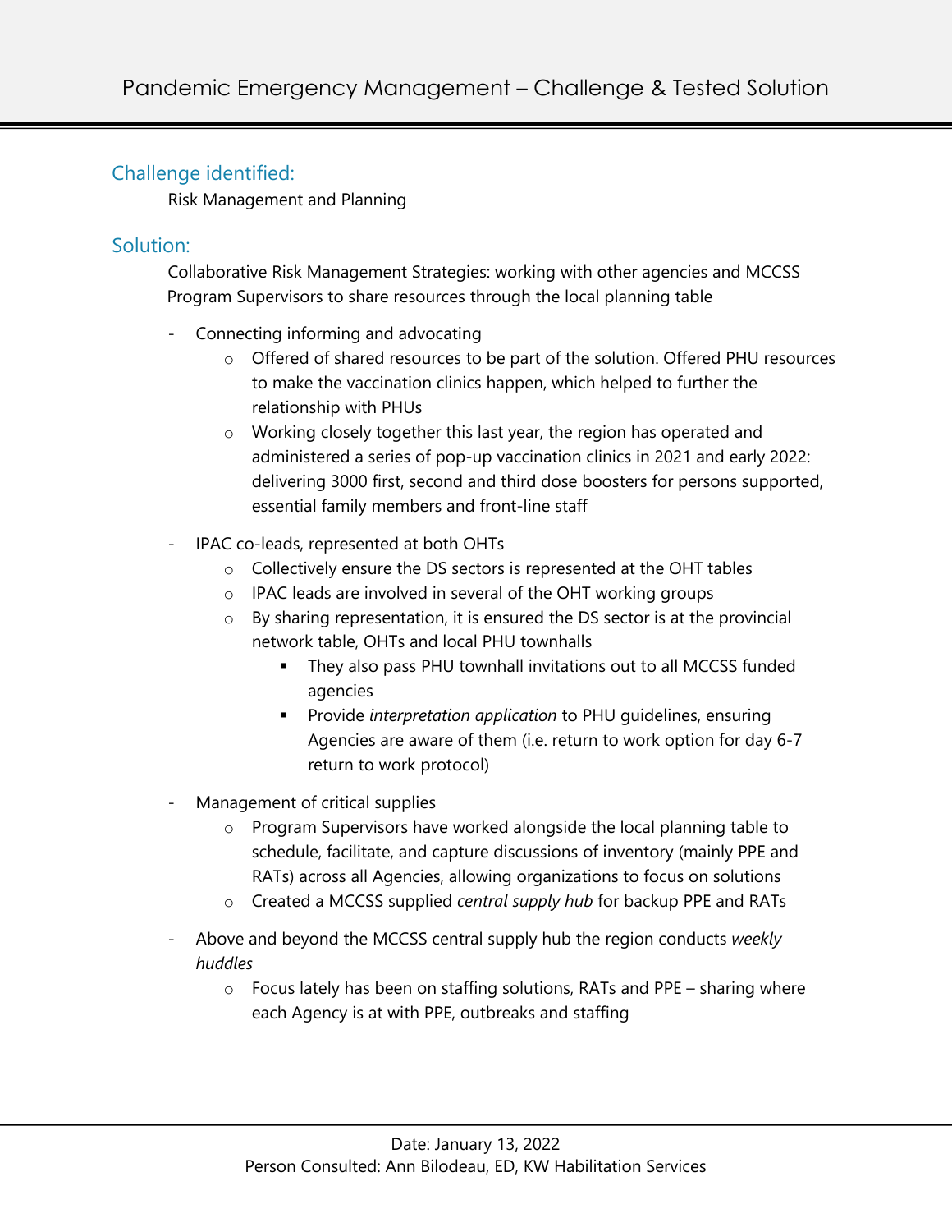# Pandemic Emergency Management – Challenge & Tested Solution

## Challenge identified:

Risk Management and Planning

## Solution:

Collaborative Risk Management Strategies: working with other agencies and MCCSS Program Supervisors to share resources through the local planning table

- Connecting informing and advocating
  - Offered of shared resources to be part of the solution. Offered PHU resources to make the vaccination clinics happen, which helped to further the relationship with PHUs
  - Working closely together this last year, the region has operated and administered a series of pop-up vaccination clinics in 2021 and early 2022: delivering 3000 first, second and third dose boosters for persons supported, essential family members and front-line staff
- IPAC co-leads, represented at both OHTs
  - Collectively ensure the DS sectors is represented at the OHT tables
  - IPAC leads are involved in several of the OHT working groups
  - By sharing representation, it is ensured the DS sector is at the provincial network table, OHTs and local PHU townhalls
    - They also pass PHU townhall invitations out to all MCCSS funded agencies
    - Provide *interpretation application* to PHU guidelines, ensuring Agencies are aware of them (i.e. return to work option for day 6-7 return to work protocol)
- Management of critical supplies
  - Program Supervisors have worked alongside the local planning table to schedule, facilitate, and capture discussions of inventory (mainly PPE and RATs) across all Agencies, allowing organizations to focus on solutions
  - Created a MCCSS supplied *central supply hub* for backup PPE and RATs
- Above and beyond the MCCSS central supply hub the region conducts *weekly huddles*
  - Focus lately has been on staffing solutions, RATs and PPE – sharing where each Agency is at with PPE, outbreaks and staffing

Date: January 13, 2022
Person Consulted: Ann Bilodeau, ED, KW Habilitation Services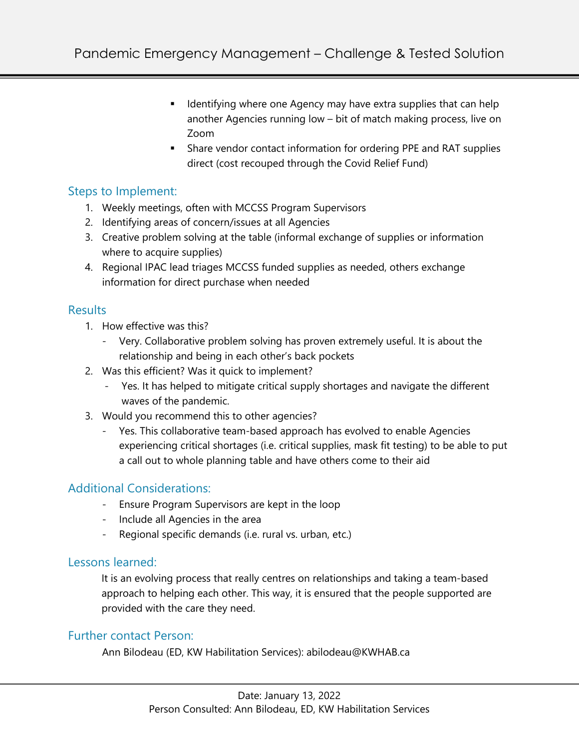- Identifying where one Agency may have extra supplies that can help another Agencies running low – bit of match making process, live on Zoom
- Share vendor contact information for ordering PPE and RAT supplies direct (cost recouped through the Covid Relief Fund)

## Steps to Implement:

1. Weekly meetings, often with MCCSS Program Supervisors
2. Identifying areas of concern/issues at all Agencies
3. Creative problem solving at the table (informal exchange of supplies or information where to acquire supplies)
4. Regional IPAC lead triages MCCSS funded supplies as needed, others exchange information for direct purchase when needed

## Results

1. How effective was this?
   - Very. Collaborative problem solving has proven extremely useful. It is about the relationship and being in each other's back pockets
2. Was this efficient? Was it quick to implement?
   - Yes. It has helped to mitigate critical supply shortages and navigate the different waves of the pandemic.
3. Would you recommend this to other agencies?
   - Yes. This collaborative team-based approach has evolved to enable Agencies experiencing critical shortages (i.e. critical supplies, mask fit testing) to be able to put a call out to whole planning table and have others come to their aid

## Additional Considerations:

- Ensure Program Supervisors are kept in the loop
- Include all Agencies in the area
- Regional specific demands (i.e. rural vs. urban, etc.)

## Lessons learned:

It is an evolving process that really centres on relationships and taking a team-based approach to helping each other. This way, it is ensured that the people supported are provided with the care they need.

## Further contact Person:

Ann Bilodeau (ED, KW Habilitation Services): abilodeau@KWHAB.ca

Date: January 13, 2022
Person Consulted: Ann Bilodeau, ED, KW Habilitation Services